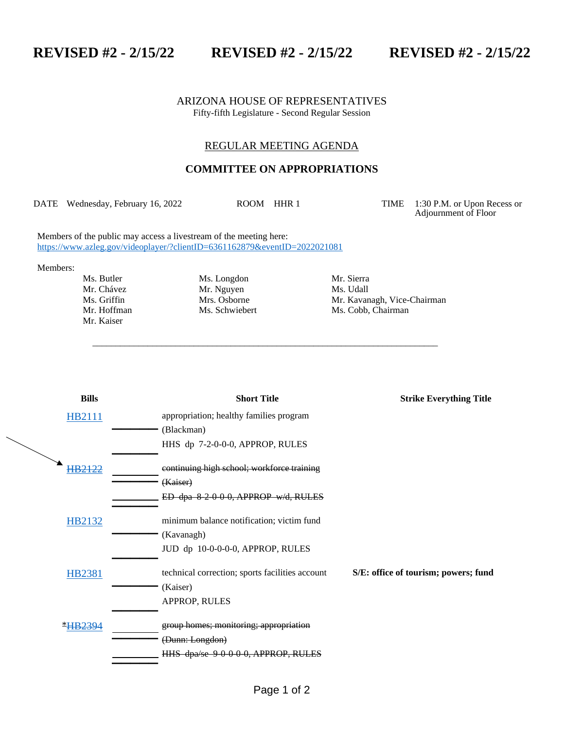**REVISED #2 - 2/15/22 REVISED #2 - 2/15/22 REVISED #2 - 2/15/22**

ARIZONA HOUSE OF REPRESENTATIVES
Fifty-fifth Legislature - Second Regular Session

# REGULAR MEETING AGENDA

## COMMITTEE ON APPROPRIATIONS

DATE Wednesday, February 16, 2022 ROOM HHR 1 TIME 1:30 P.M. or Upon Recess or Adjournment of Floor

Members of the public may access a livestream of the meeting here:
https://www.azleg.gov/videoplayer/?clientID=6361162879&eventID=2022021081

Members:

| | | |
|---|---|---|
| Ms. Butler | Ms. Longdon | Mr. Sierra |
| Mr. Chávez | Mr. Nguyen | Ms. Udall |
| Ms. Griffin | Mrs. Osborne | Mr. Kavanagh, Vice-Chairman |
| Mr. Hoffman | Ms. Schwiebert | Ms. Cobb, Chairman |
| Mr. Kaiser | | |

| Bills | Short Title | Strike Everything Title |
|---|---|---|
| HB2111 | appropriation; healthy families program (Blackman) HHS dp 7-2-0-0-0, APPROP, RULES | |
| ~~HB2122~~ | ~~continuing high school; workforce training (Kaiser) ED dpa 8-2-0-0-0, APPROP w/d, RULES~~ | |
| HB2132 | minimum balance notification; victim fund (Kavanagh) JUD dp 10-0-0-0-0, APPROP, RULES | |
| HB2381 | technical correction; sports facilities account (Kaiser) APPROP, RULES | **S/E: office of tourism; powers; fund** |
| *~~HB2394~~ | ~~group homes; monitoring; appropriation (Dunn: Longdon) HHS dpa/se 9-0-0-0-0, APPROP, RULES~~ | |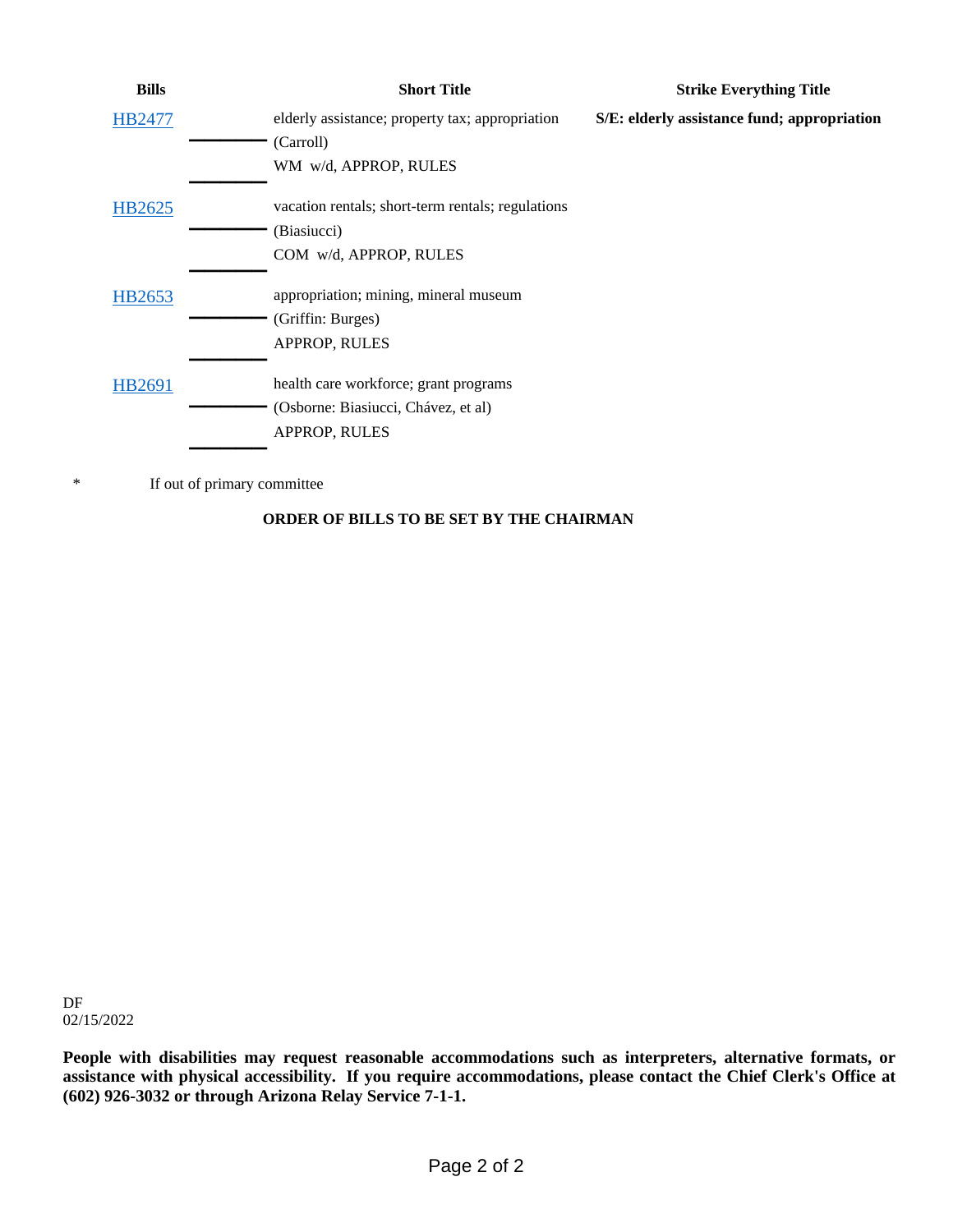| Bills | Short Title | Strike Everything Title |
| --- | --- | --- |
| HB2477 | elderly assistance; property tax; appropriation (Carroll) WM w/d, APPROP, RULES | **S/E: elderly assistance fund; appropriation** |
| HB2625 | vacation rentals; short-term rentals; regulations (Biasiucci) COM w/d, APPROP, RULES | |
| HB2653 | appropriation; mining, mineral museum (Griffin: Burges) APPROP, RULES | |
| HB2691 | health care workforce; grant programs (Osborne: Biasiucci, Chávez, et al) APPROP, RULES | |

\* If out of primary committee

**ORDER OF BILLS TO BE SET BY THE CHAIRMAN**

DF
02/15/2022

**People with disabilities may request reasonable accommodations such as interpreters, alternative formats, or assistance with physical accessibility. If you require accommodations, please contact the Chief Clerk's Office at (602) 926-3032 or through Arizona Relay Service 7-1-1.**